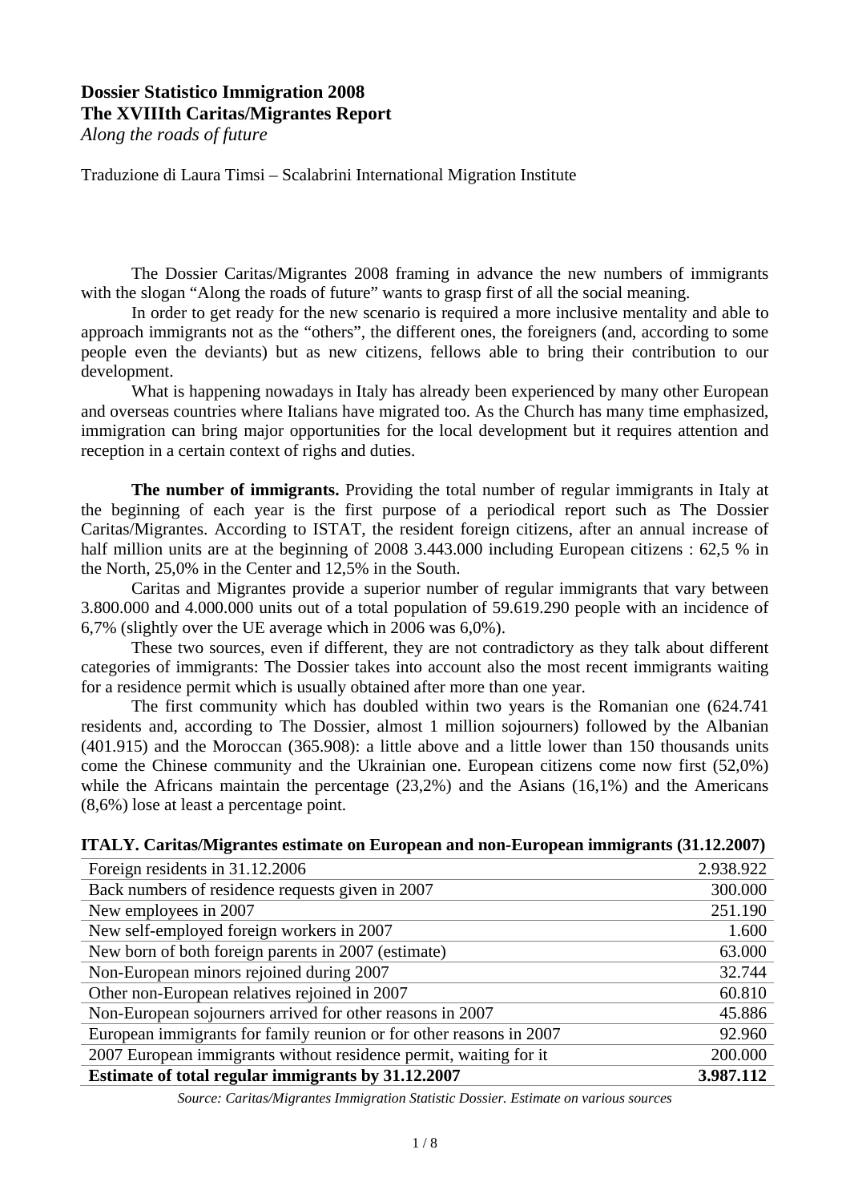**Dossier Statistico Immigration 2008**
**The XVIIIth Caritas/Migrantes Report**
*Along the roads of future*

Traduzione di Laura Timsi – Scalabrini International Migration Institute

The Dossier Caritas/Migrantes 2008 framing in advance the new numbers of immigrants with the slogan "Along the roads of future" wants to grasp first of all the social meaning.

In order to get ready for the new scenario is required a more inclusive mentality and able to approach immigrants not as the "others", the different ones, the foreigners (and, according to some people even the deviants) but as new citizens, fellows able to bring their contribution to our development.

What is happening nowadays in Italy has already been experienced by many other European and overseas countries where Italians have migrated too. As the Church has many time emphasized, immigration can bring major opportunities for the local development but it requires attention and reception in a certain context of righs and duties.

**The number of immigrants.** Providing the total number of regular immigrants in Italy at the beginning of each year is the first purpose of a periodical report such as The Dossier Caritas/Migrantes. According to ISTAT, the resident foreign citizens, after an annual increase of half million units are at the beginning of 2008 3.443.000 including European citizens : 62,5 % in the North, 25,0% in the Center and 12,5% in the South.

Caritas and Migrantes provide a superior number of regular immigrants that vary between 3.800.000 and 4.000.000 units out of a total population of 59.619.290 people with an incidence of 6,7% (slightly over the UE average which in 2006 was 6,0%).

These two sources, even if different, they are not contradictory as they talk about different categories of immigrants: The Dossier takes into account also the most recent immigrants waiting for a residence permit which is usually obtained after more than one year.

The first community which has doubled within two years is the Romanian one (624.741 residents and, according to The Dossier, almost 1 million sojourners) followed by the Albanian (401.915) and the Moroccan (365.908): a little above and a little lower than 150 thousands units come the Chinese community and the Ukrainian one. European citizens come now first (52,0%) while the Africans maintain the percentage (23,2%) and the Asians (16,1%) and the Americans (8,6%) lose at least a percentage point.

**ITALY. Caritas/Migrantes estimate on European and non-European immigrants (31.12.2007)**

| | |
|---|---:|
| Foreign residents in 31.12.2006 | 2.938.922 |
| Back numbers of residence requests given in 2007 | 300.000 |
| New employees in 2007 | 251.190 |
| New self-employed foreign workers in 2007 | 1.600 |
| New born of both foreign parents in 2007 (estimate) | 63.000 |
| Non-European minors rejoined during 2007 | 32.744 |
| Other non-European relatives rejoined in 2007 | 60.810 |
| Non-European sojourners arrived for other reasons in 2007 | 45.886 |
| European immigrants for family reunion or for other reasons in 2007 | 92.960 |
| 2007 European immigrants without residence permit, waiting for it | 200.000 |
| **Estimate of total regular immigrants by 31.12.2007** | **3.987.112** |

*Source: Caritas/Migrantes Immigration Statistic Dossier. Estimate on various sources*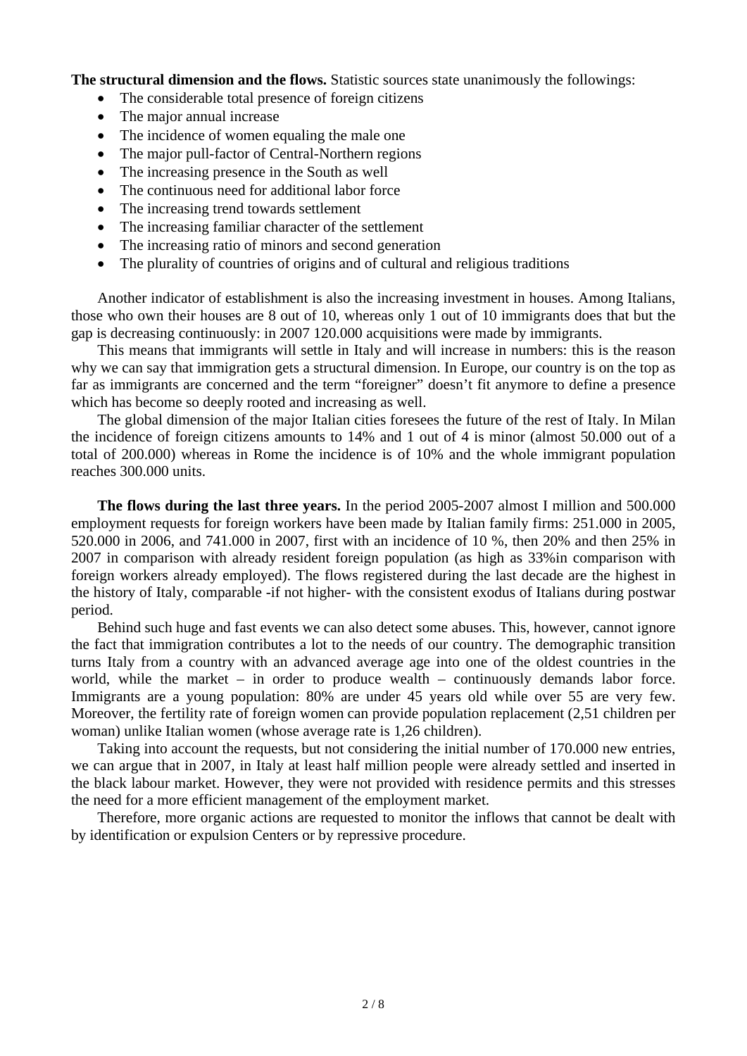**The structural dimension and the flows.** Statistic sources state unanimously the followings:

- The considerable total presence of foreign citizens
- The major annual increase
- The incidence of women equaling the male one
- The major pull-factor of Central-Northern regions
- The increasing presence in the South as well
- The continuous need for additional labor force
- The increasing trend towards settlement
- The increasing familiar character of the settlement
- The increasing ratio of minors and second generation
- The plurality of countries of origins and of cultural and religious traditions

Another indicator of establishment is also the increasing investment in houses. Among Italians, those who own their houses are 8 out of 10, whereas only 1 out of 10 immigrants does that but the gap is decreasing continuously: in 2007 120.000 acquisitions were made by immigrants.

This means that immigrants will settle in Italy and will increase in numbers: this is the reason why we can say that immigration gets a structural dimension. In Europe, our country is on the top as far as immigrants are concerned and the term "foreigner" doesn't fit anymore to define a presence which has become so deeply rooted and increasing as well.

The global dimension of the major Italian cities foresees the future of the rest of Italy. In Milan the incidence of foreign citizens amounts to 14% and 1 out of 4 is minor (almost 50.000 out of a total of 200.000) whereas in Rome the incidence is of 10% and the whole immigrant population reaches 300.000 units.

**The flows during the last three years.** In the period 2005-2007 almost I million and 500.000 employment requests for foreign workers have been made by Italian family firms: 251.000 in 2005, 520.000 in 2006, and 741.000 in 2007, first with an incidence of 10 %, then 20% and then 25% in 2007 in comparison with already resident foreign population (as high as 33%in comparison with foreign workers already employed). The flows registered during the last decade are the highest in the history of Italy, comparable -if not higher- with the consistent exodus of Italians during postwar period.

Behind such huge and fast events we can also detect some abuses. This, however, cannot ignore the fact that immigration contributes a lot to the needs of our country. The demographic transition turns Italy from a country with an advanced average age into one of the oldest countries in the world, while the market – in order to produce wealth – continuously demands labor force. Immigrants are a young population: 80% are under 45 years old while over 55 are very few. Moreover, the fertility rate of foreign women can provide population replacement (2,51 children per woman) unlike Italian women (whose average rate is 1,26 children).

Taking into account the requests, but not considering the initial number of 170.000 new entries, we can argue that in 2007, in Italy at least half million people were already settled and inserted in the black labour market. However, they were not provided with residence permits and this stresses the need for a more efficient management of the employment market.

Therefore, more organic actions are requested to monitor the inflows that cannot be dealt with by identification or expulsion Centers or by repressive procedure.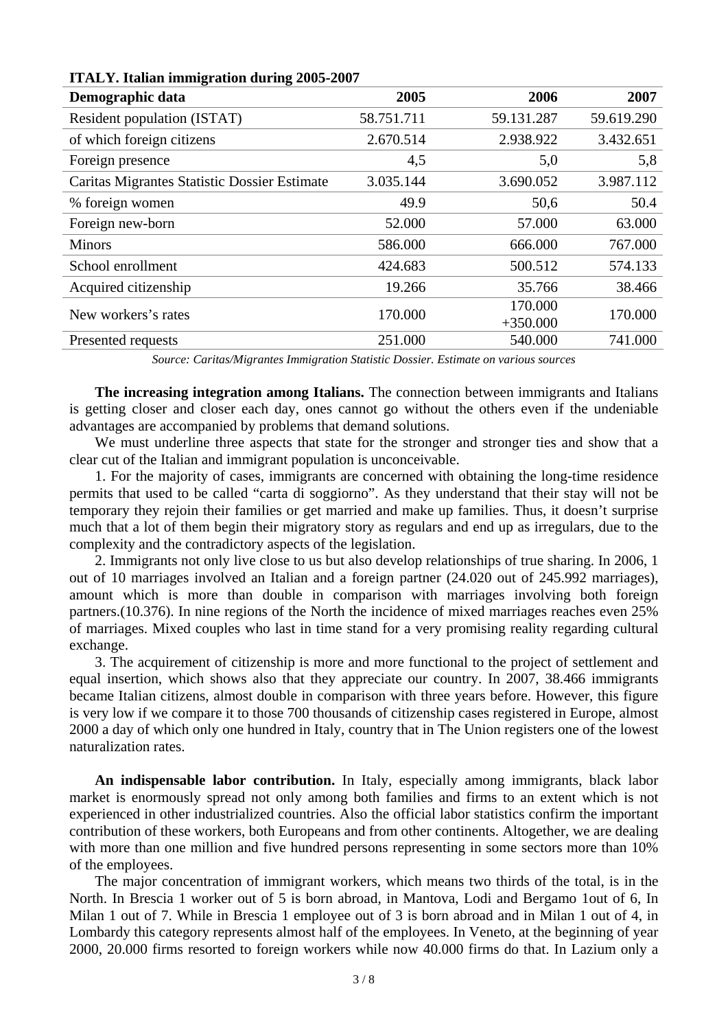**ITALY. Italian immigration during 2005-2007**

| Demographic data | 2005 | 2006 | 2007 |
|---|---|---|---|
| Resident population (ISTAT) | 58.751.711 | 59.131.287 | 59.619.290 |
| of which foreign citizens | 2.670.514 | 2.938.922 | 3.432.651 |
| Foreign presence | 4,5 | 5,0 | 5,8 |
| Caritas Migrantes Statistic Dossier Estimate | 3.035.144 | 3.690.052 | 3.987.112 |
| % foreign women | 49.9 | 50,6 | 50.4 |
| Foreign new-born | 52.000 | 57.000 | 63.000 |
| Minors | 586.000 | 666.000 | 767.000 |
| School enrollment | 424.683 | 500.512 | 574.133 |
| Acquired citizenship | 19.266 | 35.766 | 38.466 |
| New workers's rates | 170.000 | 170.000 +350.000 | 170.000 |
| Presented requests | 251.000 | 540.000 | 741.000 |

*Source: Caritas/Migrantes Immigration Statistic Dossier. Estimate on various sources*

**The increasing integration among Italians.** The connection between immigrants and Italians is getting closer and closer each day, ones cannot go without the others even if the undeniable advantages are accompanied by problems that demand solutions.

We must underline three aspects that state for the stronger and stronger ties and show that a clear cut of the Italian and immigrant population is unconceivable.

1. For the majority of cases, immigrants are concerned with obtaining the long-time residence permits that used to be called "carta di soggiorno". As they understand that their stay will not be temporary they rejoin their families or get married and make up families. Thus, it doesn't surprise much that a lot of them begin their migratory story as regulars and end up as irregulars, due to the complexity and the contradictory aspects of the legislation.

2. Immigrants not only live close to us but also develop relationships of true sharing. In 2006, 1 out of 10 marriages involved an Italian and a foreign partner (24.020 out of 245.992 marriages), amount which is more than double in comparison with marriages involving both foreign partners.(10.376). In nine regions of the North the incidence of mixed marriages reaches even 25% of marriages. Mixed couples who last in time stand for a very promising reality regarding cultural exchange.

3. The acquirement of citizenship is more and more functional to the project of settlement and equal insertion, which shows also that they appreciate our country. In 2007, 38.466 immigrants became Italian citizens, almost double in comparison with three years before. However, this figure is very low if we compare it to those 700 thousands of citizenship cases registered in Europe, almost 2000 a day of which only one hundred in Italy, country that in The Union registers one of the lowest naturalization rates.

**An indispensable labor contribution.** In Italy, especially among immigrants, black labor market is enormously spread not only among both families and firms to an extent which is not experienced in other industrialized countries. Also the official labor statistics confirm the important contribution of these workers, both Europeans and from other continents. Altogether, we are dealing with more than one million and five hundred persons representing in some sectors more than 10% of the employees.

The major concentration of immigrant workers, which means two thirds of the total, is in the North. In Brescia 1 worker out of 5 is born abroad, in Mantova, Lodi and Bergamo 1out of 6, In Milan 1 out of 7. While in Brescia 1 employee out of 3 is born abroad and in Milan 1 out of 4, in Lombardy this category represents almost half of the employees. In Veneto, at the beginning of year 2000, 20.000 firms resorted to foreign workers while now 40.000 firms do that. In Lazium only a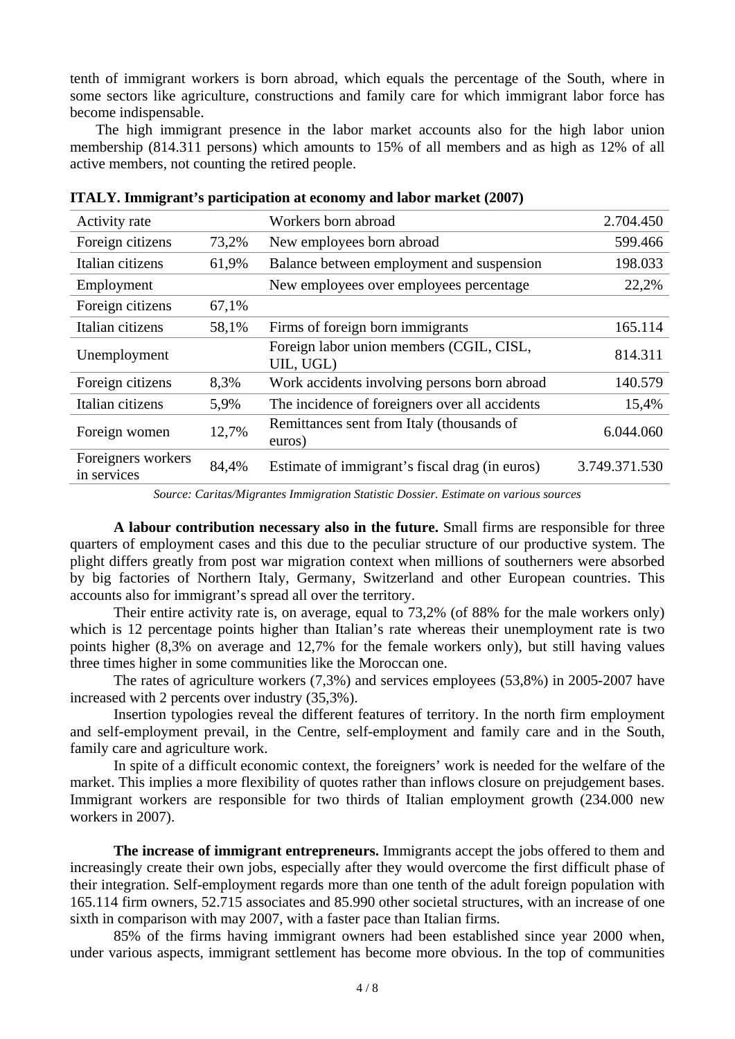tenth of immigrant workers is born abroad, which equals the percentage of the South, where in some sectors like agriculture, constructions and family care for which immigrant labor force has become indispensable.

The high immigrant presence in the labor market accounts also for the high labor union membership (814.311 persons) which amounts to 15% of all members and as high as 12% of all active members, not counting the retired people.

**ITALY. Immigrant's participation at economy and labor market (2007)**

| Activity rate | | Workers born abroad | 2.704.450 |
|---|---|---|---|
| Foreign citizens | 73,2% | New employees born abroad | 599.466 |
| Italian citizens | 61,9% | Balance between employment and suspension | 198.033 |
| Employment | | New employees over employees percentage | 22,2% |
| Foreign citizens | 67,1% | | |
| Italian citizens | 58,1% | Firms of foreign born immigrants | 165.114 |
| Unemployment | | Foreign labor union members (CGIL, CISL, UIL, UGL) | 814.311 |
| Foreign citizens | 8,3% | Work accidents involving persons born abroad | 140.579 |
| Italian citizens | 5,9% | The incidence of foreigners over all accidents | 15,4% |
| Foreign women | 12,7% | Remittances sent from Italy (thousands of euros) | 6.044.060 |
| Foreigners workers in services | 84,4% | Estimate of immigrant's fiscal drag (in euros) | 3.749.371.530 |

*Source: Caritas/Migrantes Immigration Statistic Dossier. Estimate on various sources*

**A labour contribution necessary also in the future.** Small firms are responsible for three quarters of employment cases and this due to the peculiar structure of our productive system. The plight differs greatly from post war migration context when millions of southerners were absorbed by big factories of Northern Italy, Germany, Switzerland and other European countries. This accounts also for immigrant's spread all over the territory.

Their entire activity rate is, on average, equal to 73,2% (of 88% for the male workers only) which is 12 percentage points higher than Italian's rate whereas their unemployment rate is two points higher (8,3% on average and 12,7% for the female workers only), but still having values three times higher in some communities like the Moroccan one.

The rates of agriculture workers (7,3%) and services employees (53,8%) in 2005-2007 have increased with 2 percents over industry (35,3%).

Insertion typologies reveal the different features of territory. In the north firm employment and self-employment prevail, in the Centre, self-employment and family care and in the South, family care and agriculture work.

In spite of a difficult economic context, the foreigners' work is needed for the welfare of the market. This implies a more flexibility of quotes rather than inflows closure on prejudgement bases. Immigrant workers are responsible for two thirds of Italian employment growth (234.000 new workers in 2007).

**The increase of immigrant entrepreneurs.** Immigrants accept the jobs offered to them and increasingly create their own jobs, especially after they would overcome the first difficult phase of their integration. Self-employment regards more than one tenth of the adult foreign population with 165.114 firm owners, 52.715 associates and 85.990 other societal structures, with an increase of one sixth in comparison with may 2007, with a faster pace than Italian firms.

85% of the firms having immigrant owners had been established since year 2000 when, under various aspects, immigrant settlement has become more obvious. In the top of communities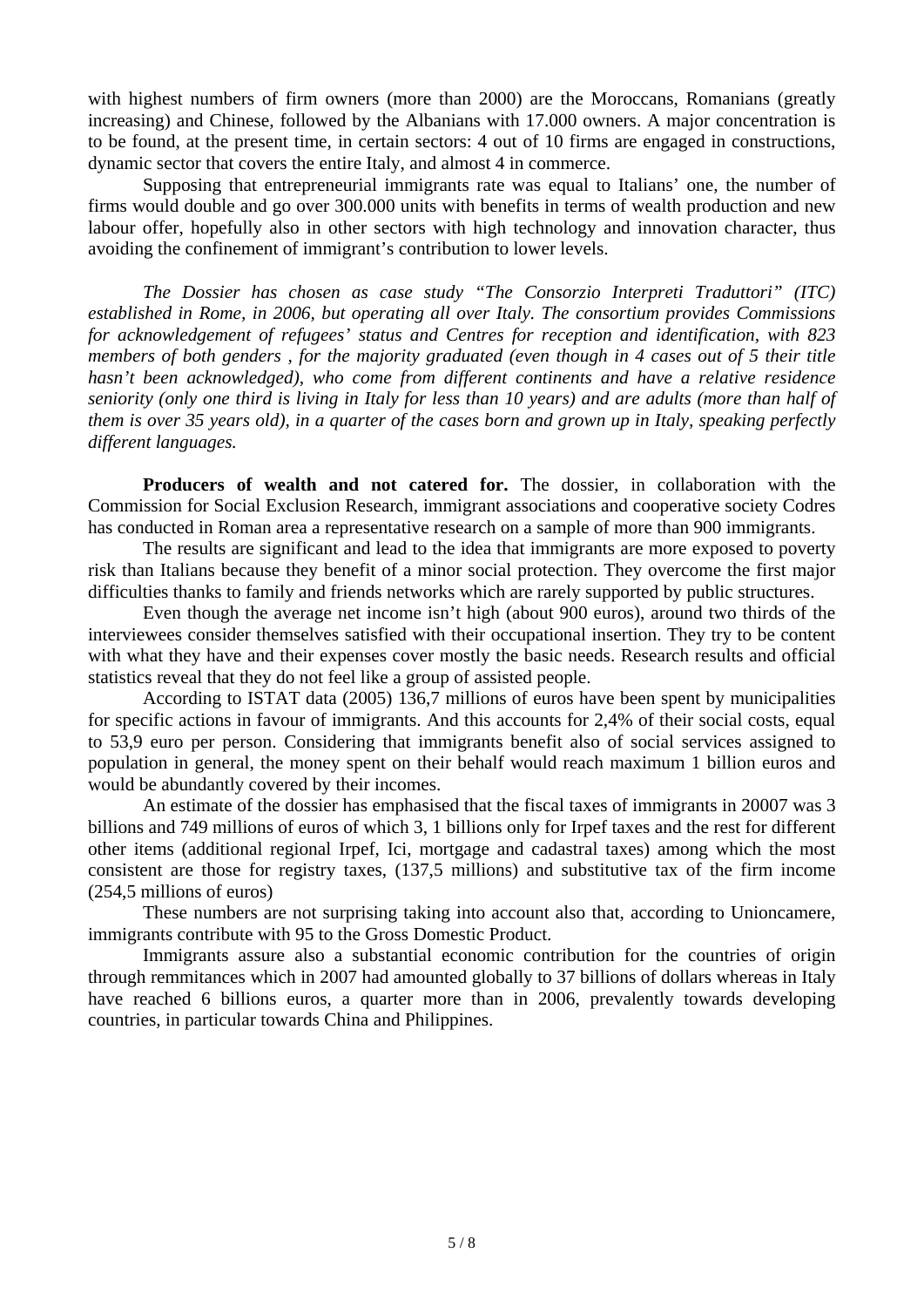with highest numbers of firm owners (more than 2000) are the Moroccans, Romanians (greatly increasing) and Chinese, followed by the Albanians with 17.000 owners. A major concentration is to be found, at the present time, in certain sectors: 4 out of 10 firms are engaged in constructions, dynamic sector that covers the entire Italy, and almost 4 in commerce.

Supposing that entrepreneurial immigrants rate was equal to Italians' one, the number of firms would double and go over 300.000 units with benefits in terms of wealth production and new labour offer, hopefully also in other sectors with high technology and innovation character, thus avoiding the confinement of immigrant's contribution to lower levels.

*The Dossier has chosen as case study "The Consorzio Interpreti Traduttori" (ITC) established in Rome, in 2006, but operating all over Italy. The consortium provides Commissions for acknowledgement of refugees' status and Centres for reception and identification, with 823 members of both genders , for the majority graduated (even though in 4 cases out of 5 their title hasn't been acknowledged), who come from different continents and have a relative residence seniority (only one third is living in Italy for less than 10 years) and are adults (more than half of them is over 35 years old), in a quarter of the cases born and grown up in Italy, speaking perfectly different languages.*

**Producers of wealth and not catered for.** The dossier, in collaboration with the Commission for Social Exclusion Research, immigrant associations and cooperative society Codres has conducted in Roman area a representative research on a sample of more than 900 immigrants.

The results are significant and lead to the idea that immigrants are more exposed to poverty risk than Italians because they benefit of a minor social protection. They overcome the first major difficulties thanks to family and friends networks which are rarely supported by public structures.

Even though the average net income isn't high (about 900 euros), around two thirds of the interviewees consider themselves satisfied with their occupational insertion. They try to be content with what they have and their expenses cover mostly the basic needs. Research results and official statistics reveal that they do not feel like a group of assisted people.

According to ISTAT data (2005) 136,7 millions of euros have been spent by municipalities for specific actions in favour of immigrants. And this accounts for 2,4% of their social costs, equal to 53,9 euro per person. Considering that immigrants benefit also of social services assigned to population in general, the money spent on their behalf would reach maximum 1 billion euros and would be abundantly covered by their incomes.

An estimate of the dossier has emphasised that the fiscal taxes of immigrants in 20007 was 3 billions and 749 millions of euros of which 3, 1 billions only for Irpef taxes and the rest for different other items (additional regional Irpef, Ici, mortgage and cadastral taxes) among which the most consistent are those for registry taxes, (137,5 millions) and substitutive tax of the firm income (254,5 millions of euros)

These numbers are not surprising taking into account also that, according to Unioncamere, immigrants contribute with 95 to the Gross Domestic Product.

Immigrants assure also a substantial economic contribution for the countries of origin through remmitances which in 2007 had amounted globally to 37 billions of dollars whereas in Italy have reached 6 billions euros, a quarter more than in 2006, prevalently towards developing countries, in particular towards China and Philippines.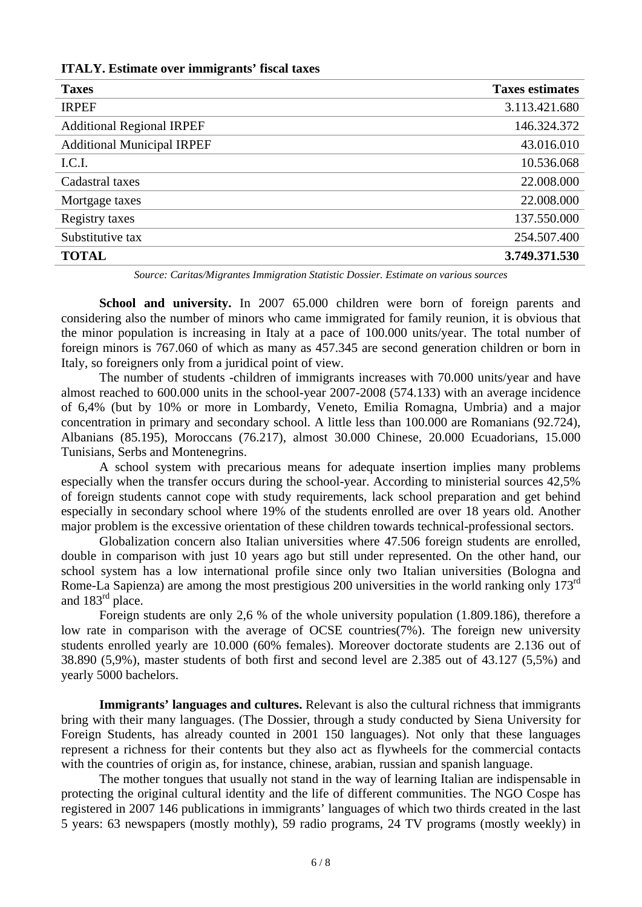**ITALY. Estimate over immigrants' fiscal taxes**

| Taxes | Taxes estimates |
|---|---|
| IRPEF | 3.113.421.680 |
| Additional Regional IRPEF | 146.324.372 |
| Additional Municipal IRPEF | 43.016.010 |
| I.C.I. | 10.536.068 |
| Cadastral taxes | 22.008.000 |
| Mortgage taxes | 22.008.000 |
| Registry taxes | 137.550.000 |
| Substitutive tax | 254.507.400 |
| **TOTAL** | **3.749.371.530** |

*Source: Caritas/Migrantes Immigration Statistic Dossier. Estimate on various sources*

**School and university.** In 2007 65.000 children were born of foreign parents and considering also the number of minors who came immigrated for family reunion, it is obvious that the minor population is increasing in Italy at a pace of 100.000 units/year. The total number of foreign minors is 767.060 of which as many as 457.345 are second generation children or born in Italy, so foreigners only from a juridical point of view.

The number of students -children of immigrants increases with 70.000 units/year and have almost reached to 600.000 units in the school-year 2007-2008 (574.133) with an average incidence of 6,4% (but by 10% or more in Lombardy, Veneto, Emilia Romagna, Umbria) and a major concentration in primary and secondary school. A little less than 100.000 are Romanians (92.724), Albanians (85.195), Moroccans (76.217), almost 30.000 Chinese, 20.000 Ecuadorians, 15.000 Tunisians, Serbs and Montenegrins.

A school system with precarious means for adequate insertion implies many problems especially when the transfer occurs during the school-year. According to ministerial sources 42,5% of foreign students cannot cope with study requirements, lack school preparation and get behind especially in secondary school where 19% of the students enrolled are over 18 years old. Another major problem is the excessive orientation of these children towards technical-professional sectors.

Globalization concern also Italian universities where 47.506 foreign students are enrolled, double in comparison with just 10 years ago but still under represented. On the other hand, our school system has a low international profile since only two Italian universities (Bologna and Rome-La Sapienza) are among the most prestigious 200 universities in the world ranking only 173rd and 183rd place.

Foreign students are only 2,6 % of the whole university population (1.809.186), therefore a low rate in comparison with the average of OCSE countries(7%). The foreign new university students enrolled yearly are 10.000 (60% females). Moreover doctorate students are 2.136 out of 38.890 (5,9%), master students of both first and second level are 2.385 out of 43.127 (5,5%) and yearly 5000 bachelors.

**Immigrants' languages and cultures.** Relevant is also the cultural richness that immigrants bring with their many languages. (The Dossier, through a study conducted by Siena University for Foreign Students, has already counted in 2001 150 languages). Not only that these languages represent a richness for their contents but they also act as flywheels for the commercial contacts with the countries of origin as, for instance, chinese, arabian, russian and spanish language.

The mother tongues that usually not stand in the way of learning Italian are indispensable in protecting the original cultural identity and the life of different communities. The NGO Cospe has registered in 2007 146 publications in immigrants' languages of which two thirds created in the last 5 years: 63 newspapers (mostly mothly), 59 radio programs, 24 TV programs (mostly weekly) in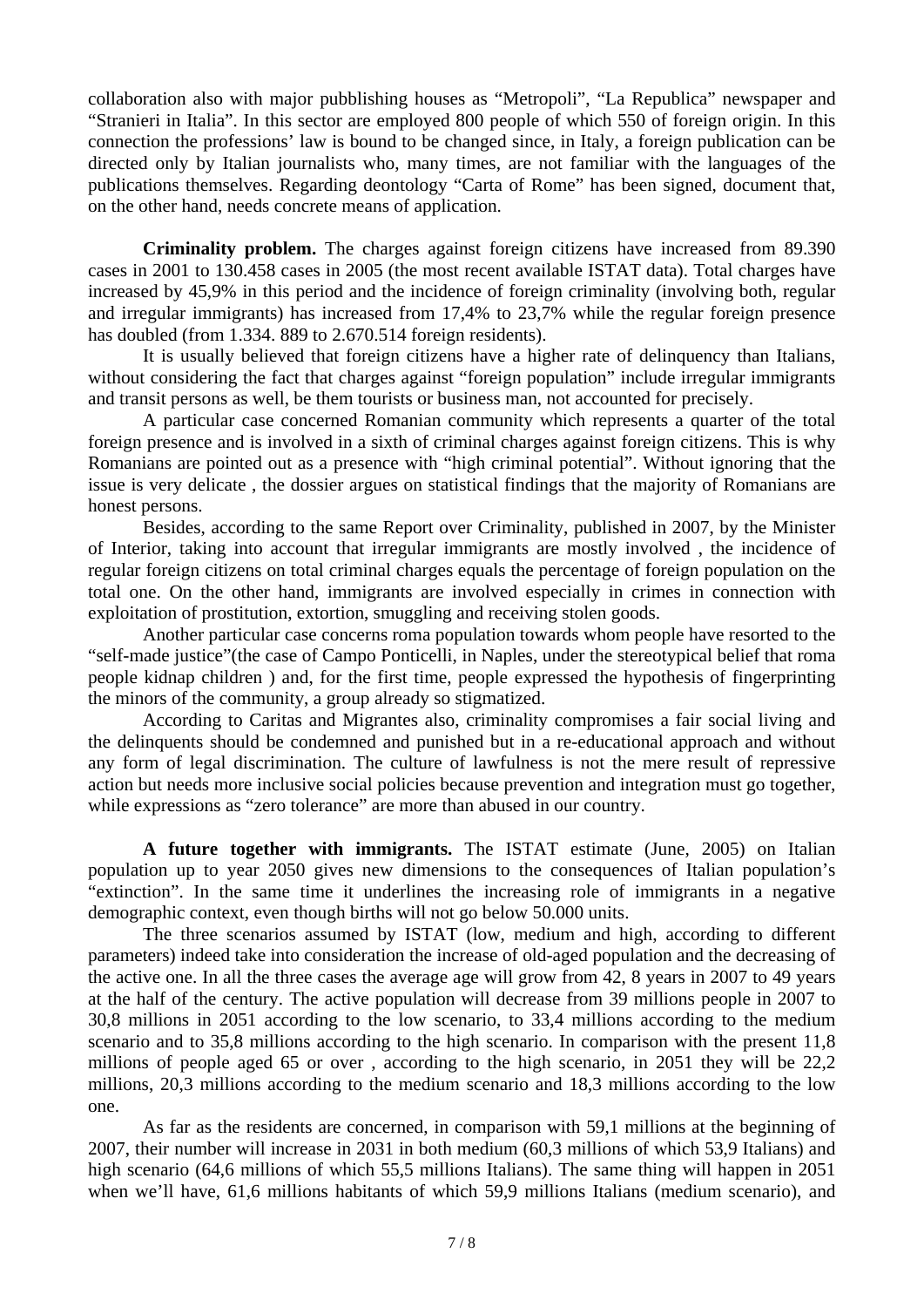collaboration also with major pubblishing houses as "Metropoli", "La Republica" newspaper and "Stranieri in Italia". In this sector are employed 800 people of which 550 of foreign origin. In this connection the professions' law is bound to be changed since, in Italy, a foreign publication can be directed only by Italian journalists who, many times, are not familiar with the languages of the publications themselves. Regarding deontology "Carta of Rome" has been signed, document that, on the other hand, needs concrete means of application.

**Criminality problem.** The charges against foreign citizens have increased from 89.390 cases in 2001 to 130.458 cases in 2005 (the most recent available ISTAT data). Total charges have increased by 45,9% in this period and the incidence of foreign criminality (involving both, regular and irregular immigrants) has increased from 17,4% to 23,7% while the regular foreign presence has doubled (from 1.334. 889 to 2.670.514 foreign residents).

It is usually believed that foreign citizens have a higher rate of delinquency than Italians, without considering the fact that charges against "foreign population" include irregular immigrants and transit persons as well, be them tourists or business man, not accounted for precisely.

A particular case concerned Romanian community which represents a quarter of the total foreign presence and is involved in a sixth of criminal charges against foreign citizens. This is why Romanians are pointed out as a presence with "high criminal potential". Without ignoring that the issue is very delicate , the dossier argues on statistical findings that the majority of Romanians are honest persons.

Besides, according to the same Report over Criminality, published in 2007, by the Minister of Interior, taking into account that irregular immigrants are mostly involved , the incidence of regular foreign citizens on total criminal charges equals the percentage of foreign population on the total one. On the other hand, immigrants are involved especially in crimes in connection with exploitation of prostitution, extortion, smuggling and receiving stolen goods.

Another particular case concerns roma population towards whom people have resorted to the "self-made justice"(the case of Campo Ponticelli, in Naples, under the stereotypical belief that roma people kidnap children ) and, for the first time, people expressed the hypothesis of fingerprinting the minors of the community, a group already so stigmatized.

According to Caritas and Migrantes also, criminality compromises a fair social living and the delinquents should be condemned and punished but in a re-educational approach and without any form of legal discrimination. The culture of lawfulness is not the mere result of repressive action but needs more inclusive social policies because prevention and integration must go together, while expressions as "zero tolerance" are more than abused in our country.

**A future together with immigrants.** The ISTAT estimate (June, 2005) on Italian population up to year 2050 gives new dimensions to the consequences of Italian population's "extinction". In the same time it underlines the increasing role of immigrants in a negative demographic context, even though births will not go below 50.000 units.

The three scenarios assumed by ISTAT (low, medium and high, according to different parameters) indeed take into consideration the increase of old-aged population and the decreasing of the active one. In all the three cases the average age will grow from 42, 8 years in 2007 to 49 years at the half of the century. The active population will decrease from 39 millions people in 2007 to 30,8 millions in 2051 according to the low scenario, to 33,4 millions according to the medium scenario and to 35,8 millions according to the high scenario. In comparison with the present 11,8 millions of people aged 65 or over , according to the high scenario, in 2051 they will be 22,2 millions, 20,3 millions according to the medium scenario and 18,3 millions according to the low one.

As far as the residents are concerned, in comparison with 59,1 millions at the beginning of 2007, their number will increase in 2031 in both medium (60,3 millions of which 53,9 Italians) and high scenario (64,6 millions of which 55,5 millions Italians). The same thing will happen in 2051 when we'll have, 61,6 millions habitants of which 59,9 millions Italians (medium scenario), and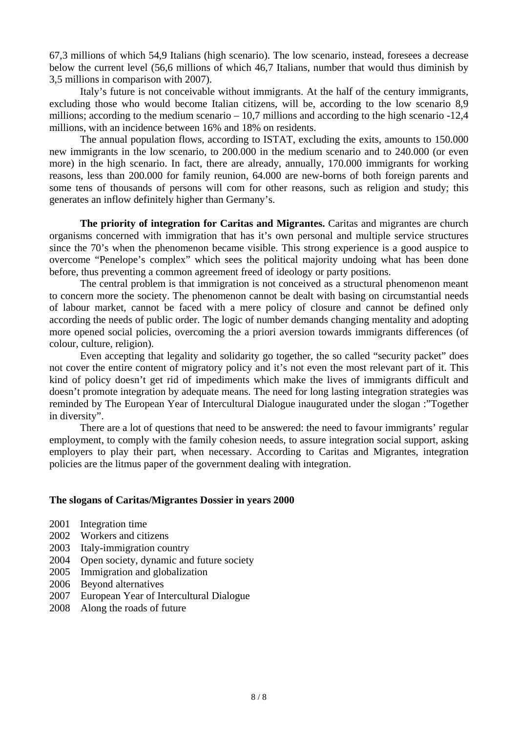67,3 millions of which 54,9 Italians (high scenario). The low scenario, instead, foresees a decrease below the current level (56,6 millions of which 46,7 Italians, number that would thus diminish by 3,5 millions in comparison with 2007).

Italy's future is not conceivable without immigrants. At the half of the century immigrants, excluding those who would become Italian citizens, will be, according to the low scenario 8,9 millions; according to the medium scenario – 10,7 millions and according to the high scenario -12,4 millions, with an incidence between 16% and 18% on residents.

The annual population flows, according to ISTAT, excluding the exits, amounts to 150.000 new immigrants in the low scenario, to 200.000 in the medium scenario and to 240.000 (or even more) in the high scenario. In fact, there are already, annually, 170.000 immigrants for working reasons, less than 200.000 for family reunion, 64.000 are new-borns of both foreign parents and some tens of thousands of persons will com for other reasons, such as religion and study; this generates an inflow definitely higher than Germany's.

**The priority of integration for Caritas and Migrantes.** Caritas and migrantes are church organisms concerned with immigration that has it's own personal and multiple service structures since the 70's when the phenomenon became visible. This strong experience is a good auspice to overcome "Penelope's complex" which sees the political majority undoing what has been done before, thus preventing a common agreement freed of ideology or party positions.

The central problem is that immigration is not conceived as a structural phenomenon meant to concern more the society. The phenomenon cannot be dealt with basing on circumstantial needs of labour market, cannot be faced with a mere policy of closure and cannot be defined only according the needs of public order. The logic of number demands changing mentality and adopting more opened social policies, overcoming the a priori aversion towards immigrants differences (of colour, culture, religion).

Even accepting that legality and solidarity go together, the so called "security packet" does not cover the entire content of migratory policy and it's not even the most relevant part of it. This kind of policy doesn't get rid of impediments which make the lives of immigrants difficult and doesn't promote integration by adequate means. The need for long lasting integration strategies was reminded by The European Year of Intercultural Dialogue inaugurated under the slogan :"Together in diversity".

There are a lot of questions that need to be answered: the need to favour immigrants' regular employment, to comply with the family cohesion needs, to assure integration social support, asking employers to play their part, when necessary. According to Caritas and Migrantes, integration policies are the litmus paper of the government dealing with integration.

**The slogans of Caritas/Migrantes Dossier in years 2000**

2001 Integration time
2002 Workers and citizens
2003 Italy-immigration country
2004 Open society, dynamic and future society
2005 Immigration and globalization
2006 Beyond alternatives
2007 European Year of Intercultural Dialogue
2008 Along the roads of future